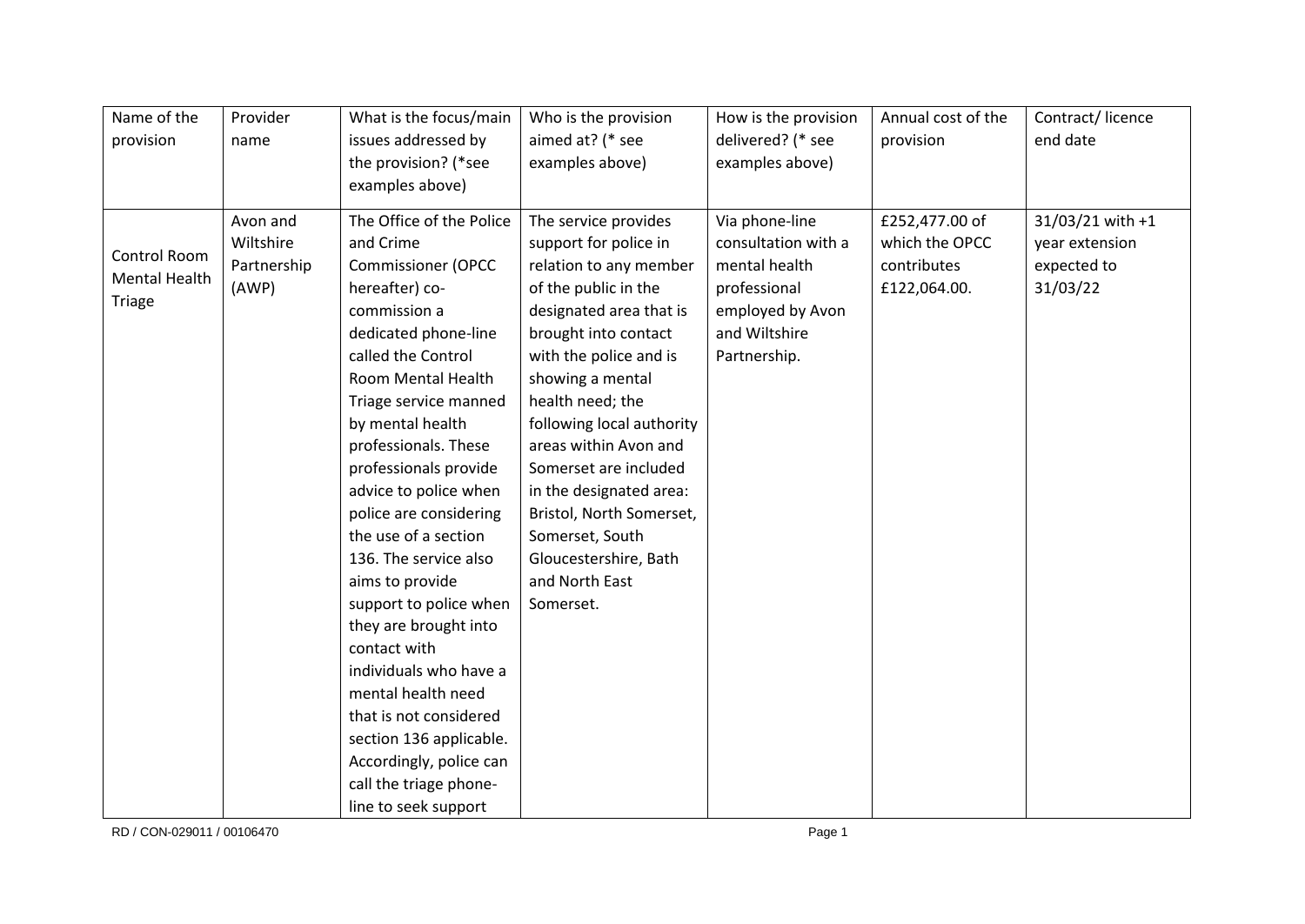| Name of the provision | Provider name | What is the focus/main issues addressed by the provision? (*see examples above) | Who is the provision aimed at? (* see examples above) | How is the provision delivered? (* see examples above) | Annual cost of the provision | Contract/ licence end date |
|---|---|---|---|---|---|---|
| Control Room Mental Health Triage | Avon and Wiltshire Partnership (AWP) | The Office of the Police and Crime Commissioner (OPCC hereafter) co-commission a dedicated phone-line called the Control Room Mental Health Triage service manned by mental health professionals. These professionals provide advice to police when police are considering the use of a section 136. The service also aims to provide support to police when they are brought into contact with individuals who have a mental health need that is not considered section 136 applicable. Accordingly, police can call the triage phone-line to seek support | The service provides support for police in relation to any member of the public in the designated area that is brought into contact with the police and is showing a mental health need; the following local authority areas within Avon and Somerset are included in the designated area: Bristol, North Somerset, Somerset, South Gloucestershire, Bath and North East Somerset. | Via phone-line consultation with a mental health professional employed by Avon and Wiltshire Partnership. | £252,477.00 of which the OPCC contributes £122,064.00. | 31/03/21 with +1 year extension expected to 31/03/22 |

RD / CON-029011 / 00106470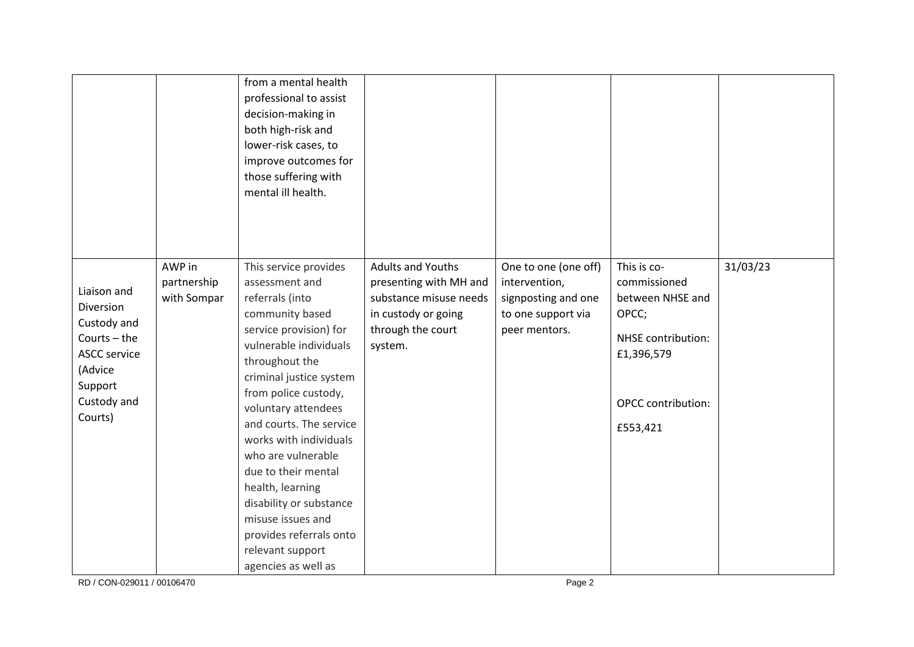| | | | | | | |
|---|---|---|---|---|---|---|
| | | from a mental health professional to assist decision-making in both high-risk and lower-risk cases, to improve outcomes for those suffering with mental ill health. | | | | |
| Liaison and Diversion Custody and Courts – the ASCC service (Advice Support Custody and Courts) | AWP in partnership with Sompar | This service provides assessment and referrals (into community based service provision) for vulnerable individuals throughout the criminal justice system from police custody, voluntary attendees and courts. The service works with individuals who are vulnerable due to their mental health, learning disability or substance misuse issues and provides referrals onto relevant support agencies as well as | Adults and Youths presenting with MH and substance misuse needs in custody or going through the court system. | One to one (one off) intervention, signposting and one to one support via peer mentors. | This is co-commissioned between NHSE and OPCC; NHSE contribution: £1,396,579 OPCC contribution: £553,421 | 31/03/23 |

RD / CON-029011 / 00106470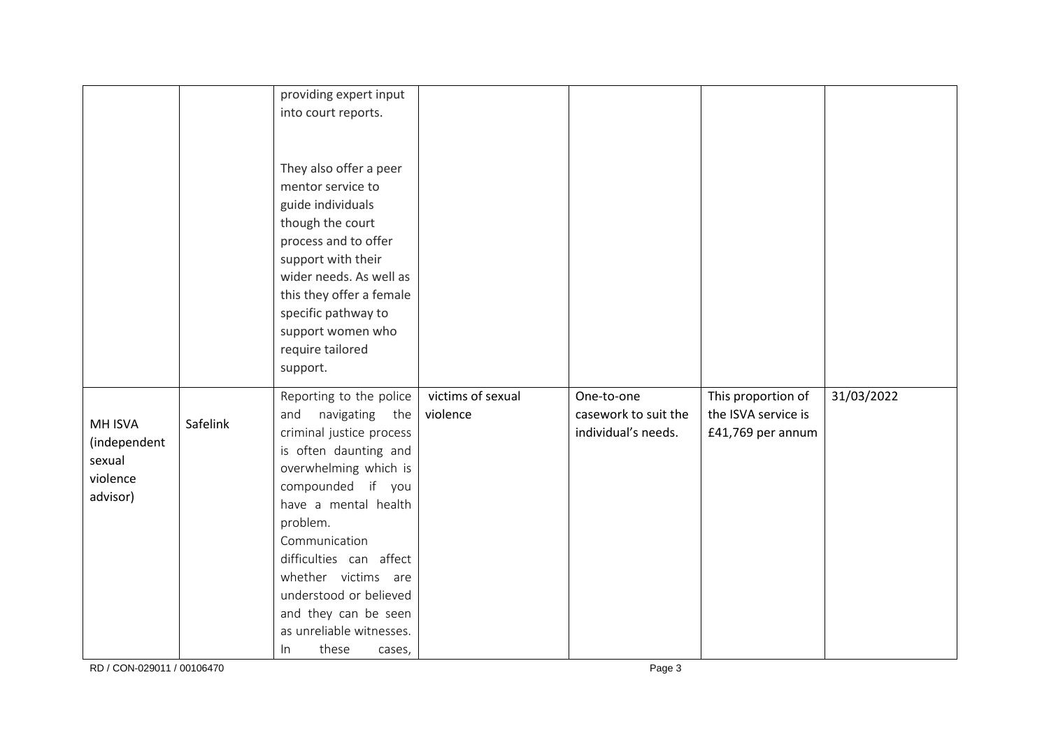| | | | | | | |
|---|---|---|---|---|---|---|
| | | providing expert input into court reports.<br><br>They also offer a peer mentor service to guide individuals though the court process and to offer support with their wider needs. As well as this they offer a female specific pathway to support women who require tailored support. | | | | |
| MH ISVA (independent sexual violence advisor) | Safelink | Reporting to the police and navigating the criminal justice process is often daunting and overwhelming which is compounded if you have a mental health problem. Communication difficulties can affect whether victims are understood or believed and they can be seen as unreliable witnesses. In these cases, | victims of sexual violence | One-to-one casework to suit the individual's needs. | This proportion of the ISVA service is £41,769 per annum | 31/03/2022 |

RD / CON-029011 / 00106470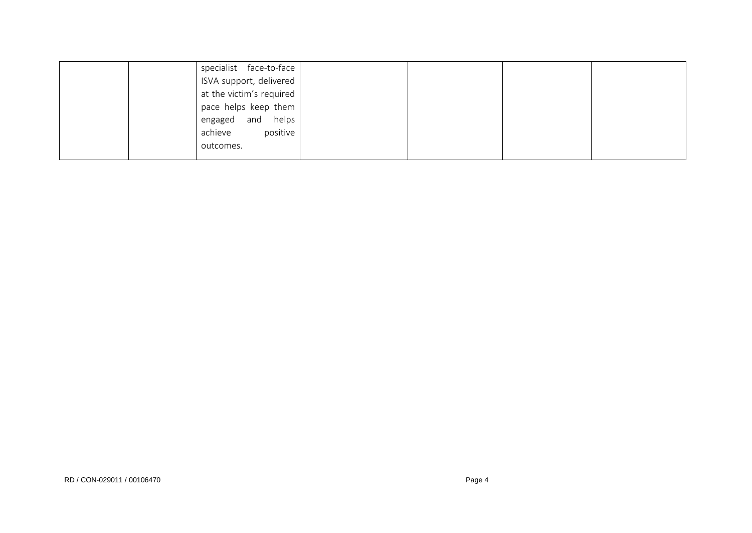| | | | | | | |
|---|---|---|---|---|---|---|
| | | specialist face-to-face ISVA support, delivered at the victim's required pace helps keep them engaged and helps achieve positive outcomes. | | | | |